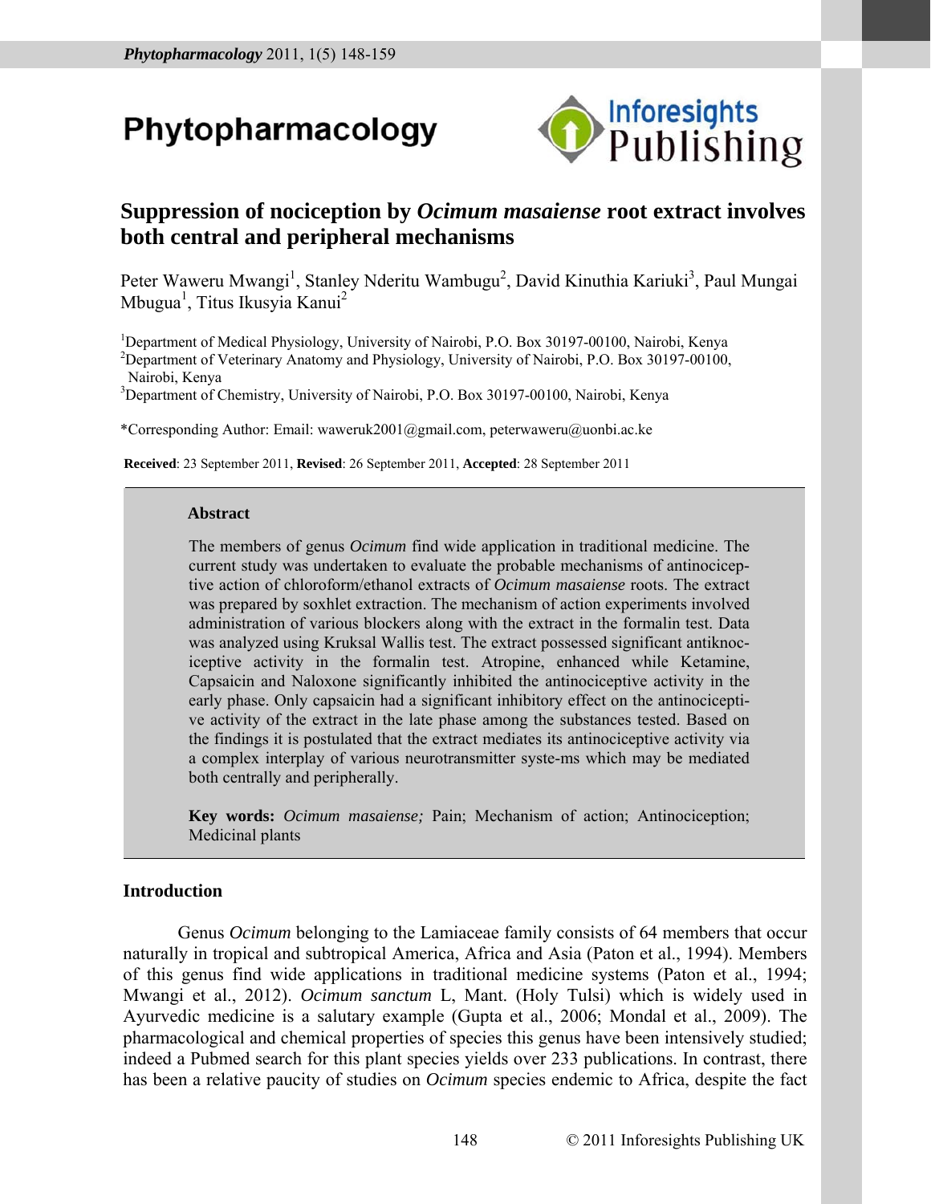# Phytopharmacology

## Suppression of nociception by *Ocimum masaiense* root extract involves both central and peripheral mechanisms

Peter Waweru Mwangi[1], Stanley Nderitu Wambugu[2], David Kinuthia Kariuki[3], Paul Mungai Mbugua[1], Titus Ikusyia Kanui[2]

[1]Department of Medical Physiology, University of Nairobi, P.O. Box 30197-00100, Nairobi, Kenya
[2]Department of Veterinary Anatomy and Physiology, University of Nairobi, P.O. Box 30197-00100, Nairobi, Kenya
[3]Department of Chemistry, University of Nairobi, P.O. Box 30197-00100, Nairobi, Kenya

*Corresponding Author: Email: waweruk2001@gmail.com, peterwaweru@uonbi.ac.ke

**Received**: 23 September 2011, **Revised**: 26 September 2011, **Accepted**: 28 September 2011

### Abstract

The members of genus *Ocimum* find wide application in traditional medicine. The current study was undertaken to evaluate the probable mechanisms of antinociceptive action of chloroform/ethanol extracts of *Ocimum masaiense* roots. The extract was prepared by soxhlet extraction. The mechanism of action experiments involved administration of various blockers along with the extract in the formalin test. Data was analyzed using Kruksal Wallis test. The extract possessed significant antiknociceptive activity in the formalin test. Atropine, enhanced while Ketamine, Capsaicin and Naloxone significantly inhibited the antinociceptive activity in the early phase. Only capsaicin had a significant inhibitory effect on the antinociceptive activity of the extract in the late phase among the substances tested. Based on the findings it is postulated that the extract mediates its antinociceptive activity via a complex interplay of various neurotransmitter syste-ms which may be mediated both centrally and peripherally.

**Key words:** *Ocimum masaiense;* Pain; Mechanism of action; Antinociception; Medicinal plants

### Introduction

Genus *Ocimum* belonging to the Lamiaceae family consists of 64 members that occur naturally in tropical and subtropical America, Africa and Asia (Paton et al., 1994). Members of this genus find wide applications in traditional medicine systems (Paton et al., 1994; Mwangi et al., 2012). *Ocimum sanctum* L, Mant. (Holy Tulsi) which is widely used in Ayurvedic medicine is a salutary example (Gupta et al., 2006; Mondal et al., 2009). The pharmacological and chemical properties of species this genus have been intensively studied; indeed a Pubmed search for this plant species yields over 233 publications. In contrast, there has been a relative paucity of studies on *Ocimum* species endemic to Africa, despite the fact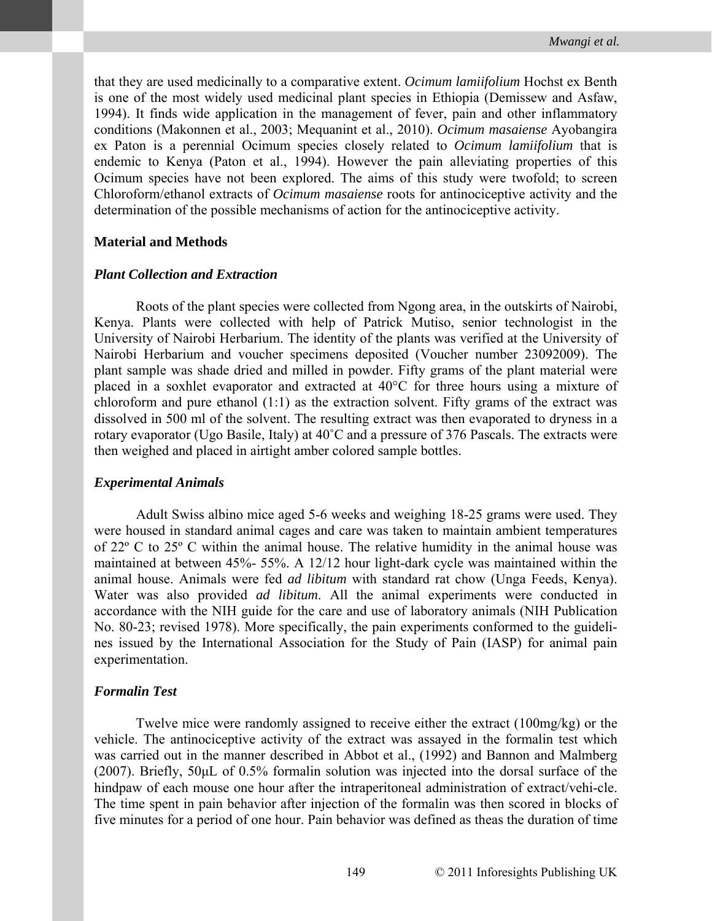that they are used medicinally to a comparative extent. *Ocimum lamiifolium* Hochst ex Benth is one of the most widely used medicinal plant species in Ethiopia (Demissew and Asfaw, 1994). It finds wide application in the management of fever, pain and other inflammatory conditions (Makonnen et al., 2003; Mequanint et al., 2010). *Ocimum masaiense* Ayobangira ex Paton is a perennial Ocimum species closely related to *Ocimum lamiifolium* that is endemic to Kenya (Paton et al., 1994). However the pain alleviating properties of this Ocimum species have not been explored. The aims of this study were twofold; to screen Chloroform/ethanol extracts of *Ocimum masaiense* roots for antinociceptive activity and the determination of the possible mechanisms of action for the antinociceptive activity.

## Material and Methods

### *Plant Collection and Extraction*

Roots of the plant species were collected from Ngong area, in the outskirts of Nairobi, Kenya. Plants were collected with help of Patrick Mutiso, senior technologist in the University of Nairobi Herbarium. The identity of the plants was verified at the University of Nairobi Herbarium and voucher specimens deposited (Voucher number 23092009). The plant sample was shade dried and milled in powder. Fifty grams of the plant material were placed in a soxhlet evaporator and extracted at 40°C for three hours using a mixture of chloroform and pure ethanol (1:1) as the extraction solvent. Fifty grams of the extract was dissolved in 500 ml of the solvent. The resulting extract was then evaporated to dryness in a rotary evaporator (Ugo Basile, Italy) at 40˚C and a pressure of 376 Pascals. The extracts were then weighed and placed in airtight amber colored sample bottles.

### *Experimental Animals*

Adult Swiss albino mice aged 5-6 weeks and weighing 18-25 grams were used. They were housed in standard animal cages and care was taken to maintain ambient temperatures of 22º C to 25º C within the animal house. The relative humidity in the animal house was maintained at between 45%- 55%. A 12/12 hour light-dark cycle was maintained within the animal house. Animals were fed *ad libitum* with standard rat chow (Unga Feeds, Kenya). Water was also provided *ad libitum*. All the animal experiments were conducted in accordance with the NIH guide for the care and use of laboratory animals (NIH Publication No. 80-23; revised 1978). More specifically, the pain experiments conformed to the guidelines issued by the International Association for the Study of Pain (IASP) for animal pain experimentation.

### *Formalin Test*

Twelve mice were randomly assigned to receive either the extract (100mg/kg) or the vehicle. The antinociceptive activity of the extract was assayed in the formalin test which was carried out in the manner described in Abbot et al., (1992) and Bannon and Malmberg (2007). Briefly, 50μL of 0.5% formalin solution was injected into the dorsal surface of the hindpaw of each mouse one hour after the intraperitoneal administration of extract/vehi-cle. The time spent in pain behavior after injection of the formalin was then scored in blocks of five minutes for a period of one hour. Pain behavior was defined as theas the duration of time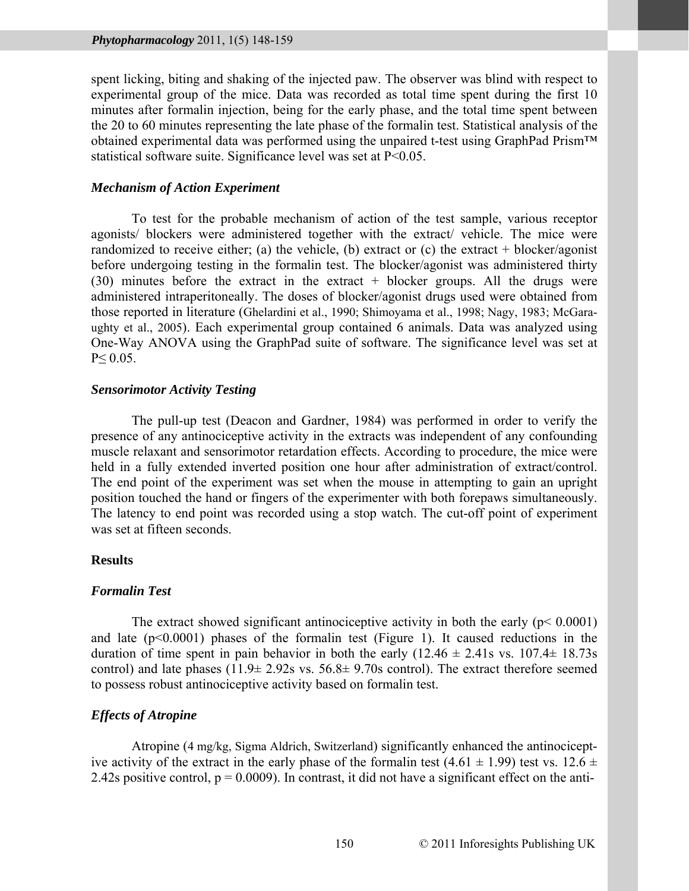spent licking, biting and shaking of the injected paw. The observer was blind with respect to experimental group of the mice. Data was recorded as total time spent during the first 10 minutes after formalin injection, being for the early phase, and the total time spent between the 20 to 60 minutes representing the late phase of the formalin test. Statistical analysis of the obtained experimental data was performed using the unpaired t-test using GraphPad Prism™ statistical software suite. Significance level was set at $P<0.05$.

### *Mechanism of Action Experiment*

To test for the probable mechanism of action of the test sample, various receptor agonists/ blockers were administered together with the extract/ vehicle. The mice were randomized to receive either; (a) the vehicle, (b) extract or (c) the extract + blocker/agonist before undergoing testing in the formalin test. The blocker/agonist was administered thirty (30) minutes before the extract in the extract + blocker groups. All the drugs were administered intraperitoneally. The doses of blocker/agonist drugs used were obtained from those reported in literature (Ghelardini et al., 1990; Shimoyama et al., 1998; Nagy, 1983; McGaraughty et al., 2005). Each experimental group contained 6 animals. Data was analyzed using One-Way ANOVA using the GraphPad suite of software. The significance level was set at $P\leq 0.05$.

### *Sensorimotor Activity Testing*

The pull-up test (Deacon and Gardner, 1984) was performed in order to verify the presence of any antinociceptive activity in the extracts was independent of any confounding muscle relaxant and sensorimotor retardation effects. According to procedure, the mice were held in a fully extended inverted position one hour after administration of extract/control. The end point of the experiment was set when the mouse in attempting to gain an upright position touched the hand or fingers of the experimenter with both forepaws simultaneously. The latency to end point was recorded using a stop watch. The cut-off point of experiment was set at fifteen seconds.

## Results

### *Formalin Test*

The extract showed significant antinociceptive activity in both the early ($p< 0.0001$) and late ($p<0.0001$) phases of the formalin test (Figure 1). It caused reductions in the duration of time spent in pain behavior in both the early ($12.46 \pm 2.41$s vs. $107.4\pm 18.73$s control) and late phases ($11.9\pm 2.92$s vs. $56.8\pm 9.70$s control). The extract therefore seemed to possess robust antinociceptive activity based on formalin test.

### *Effects of Atropine*

Atropine (4 mg/kg, Sigma Aldrich, Switzerland) significantly enhanced the antinociceptive activity of the extract in the early phase of the formalin test ($4.61 \pm 1.99$) test vs. $12.6 \pm 2.42$s positive control, $p = 0.0009$). In contrast, it did not have a significant effect on the anti-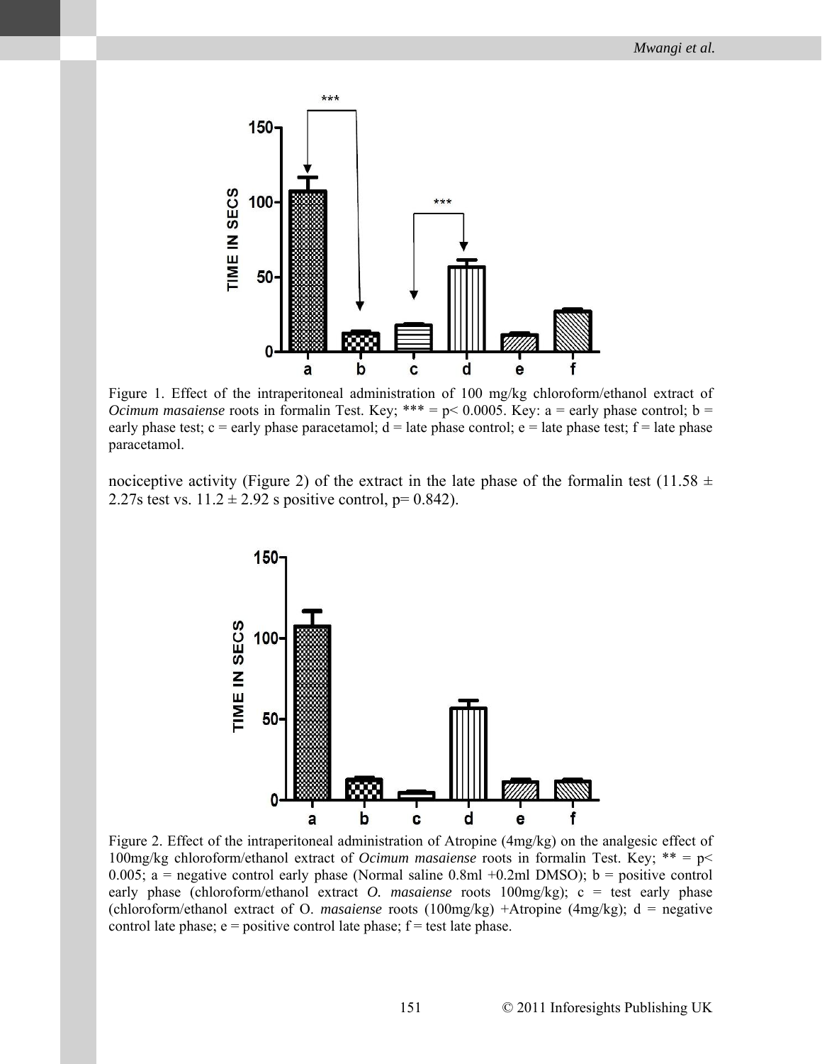Figure 1. Effect of the intraperitoneal administration of 100 mg/kg chloroform/ethanol extract of *Ocimum masaiense* roots in formalin Test. Key; *** = p< 0.0005. Key: a = early phase control; b = early phase test; c = early phase paracetamol; d = late phase control; e = late phase test; f = late phase paracetamol.

nociceptive activity (Figure 2) of the extract in the late phase of the formalin test (11.58 ± 2.27s test vs. 11.2 ± 2.92 s positive control, p= 0.842).

Figure 2. Effect of the intraperitoneal administration of Atropine (4mg/kg) on the analgesic effect of 100mg/kg chloroform/ethanol extract of *Ocimum masaiense* roots in formalin Test. Key; ** = p< 0.005; a = negative control early phase (Normal saline 0.8ml +0.2ml DMSO); b = positive control early phase (chloroform/ethanol extract *O. masaiense* roots 100mg/kg); c = test early phase (chloroform/ethanol extract of O. *masaiense* roots (100mg/kg) +Atropine (4mg/kg); d = negative control late phase; e = positive control late phase; f = test late phase.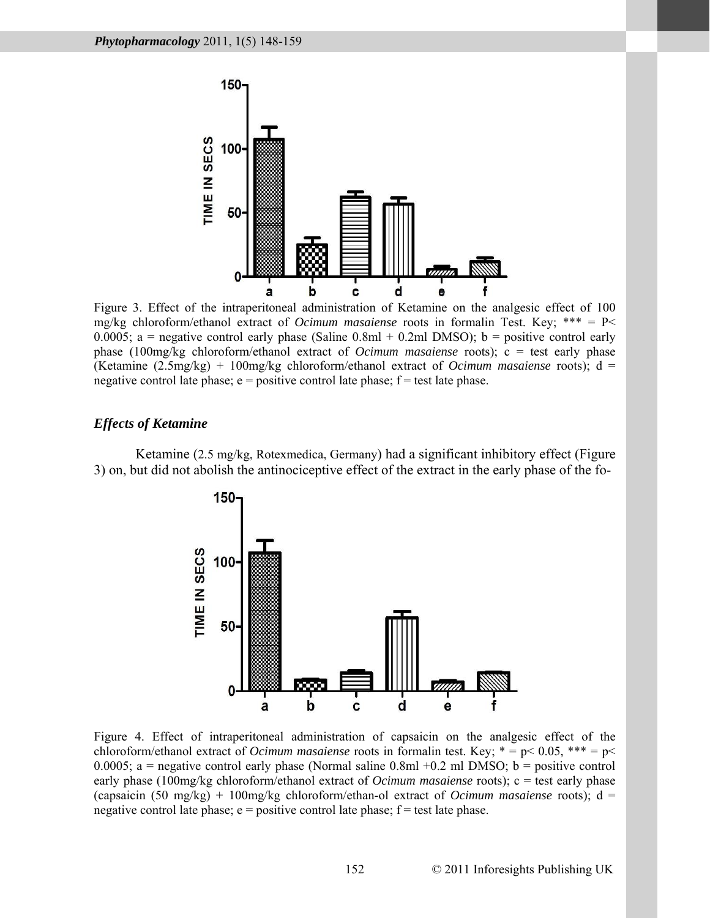Figure 3. Effect of the intraperitoneal administration of Ketamine on the analgesic effect of 100 mg/kg chloroform/ethanol extract of *Ocimum masaiense* roots in formalin Test. Key; *** = P< 0.0005; a = negative control early phase (Saline 0.8ml + 0.2ml DMSO); b = positive control early phase (100mg/kg chloroform/ethanol extract of *Ocimum masaiense* roots); c = test early phase (Ketamine (2.5mg/kg) + 100mg/kg chloroform/ethanol extract of *Ocimum masaiense* roots); d = negative control late phase; e = positive control late phase; f = test late phase.

### *Effects of Ketamine*

Ketamine (2.5 mg/kg, Rotexmedica, Germany) had a significant inhibitory effect (Figure 3) on, but did not abolish the antinociceptive effect of the extract in the early phase of the fo-

Figure 4. Effect of intraperitoneal administration of capsaicin on the analgesic effect of the chloroform/ethanol extract of *Ocimum masaiense* roots in formalin test. Key; * = p< 0.05, *** = p< 0.0005; a = negative control early phase (Normal saline 0.8ml +0.2 ml DMSO; b = positive control early phase (100mg/kg chloroform/ethanol extract of *Ocimum masaiense* roots); c = test early phase (capsaicin (50 mg/kg) + 100mg/kg chloroform/ethan-ol extract of *Ocimum masaiense* roots); d = negative control late phase; e = positive control late phase; f = test late phase.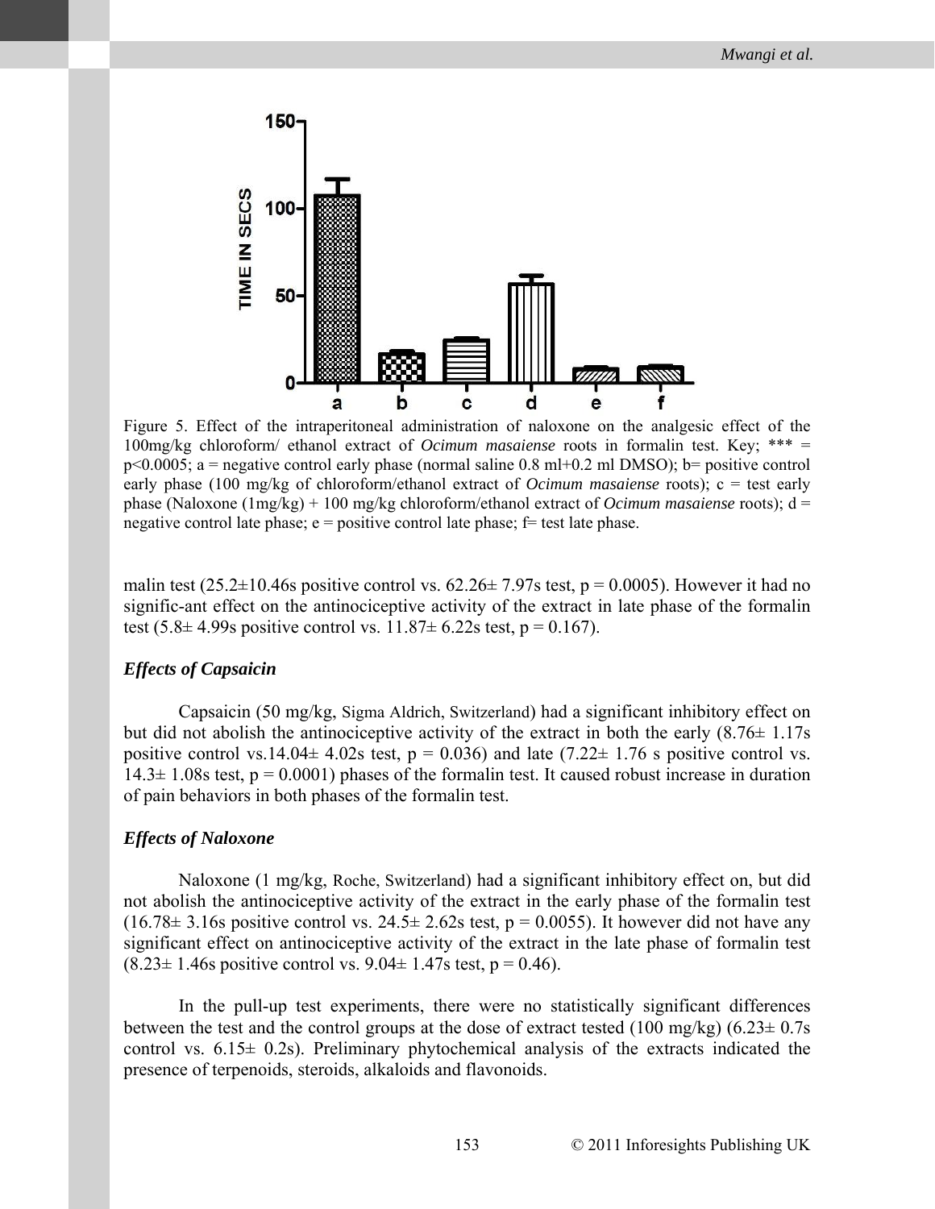Figure 5. Effect of the intraperitoneal administration of naloxone on the analgesic effect of the 100mg/kg chloroform/ ethanol extract of *Ocimum masaiense* roots in formalin test. Key; *** = p<0.0005; a = negative control early phase (normal saline 0.8 ml+0.2 ml DMSO); b= positive control early phase (100 mg/kg of chloroform/ethanol extract of *Ocimum masaiense* roots); c = test early phase (Naloxone (1mg/kg) + 100 mg/kg chloroform/ethanol extract of *Ocimum masaiense* roots); d = negative control late phase; e = positive control late phase; f= test late phase.

malin test (25.2±10.46s positive control vs. 62.26± 7.97s test, $p = 0.0005$). However it had no signific-ant effect on the antinociceptive activity of the extract in late phase of the formalin test (5.8± 4.99s positive control vs. 11.87± 6.22s test, $p = 0.167$).

### *Effects of Capsaicin*

Capsaicin (50 mg/kg, Sigma Aldrich, Switzerland) had a significant inhibitory effect on but did not abolish the antinociceptive activity of the extract in both the early (8.76± 1.17s positive control vs.14.04± 4.02s test, $p = 0.036$) and late (7.22± 1.76 s positive control vs. 14.3± 1.08s test, $p = 0.0001$) phases of the formalin test. It caused robust increase in duration of pain behaviors in both phases of the formalin test.

### *Effects of Naloxone*

Naloxone (1 mg/kg, Roche, Switzerland) had a significant inhibitory effect on, but did not abolish the antinociceptive activity of the extract in the early phase of the formalin test (16.78± 3.16s positive control vs. 24.5± 2.62s test, $p = 0.0055$). It however did not have any significant effect on antinociceptive activity of the extract in the late phase of formalin test (8.23± 1.46s positive control vs. 9.04± 1.47s test, $p = 0.46$).

In the pull-up test experiments, there were no statistically significant differences between the test and the control groups at the dose of extract tested (100 mg/kg) (6.23± 0.7s control vs. 6.15± 0.2s). Preliminary phytochemical analysis of the extracts indicated the presence of terpenoids, steroids, alkaloids and flavonoids.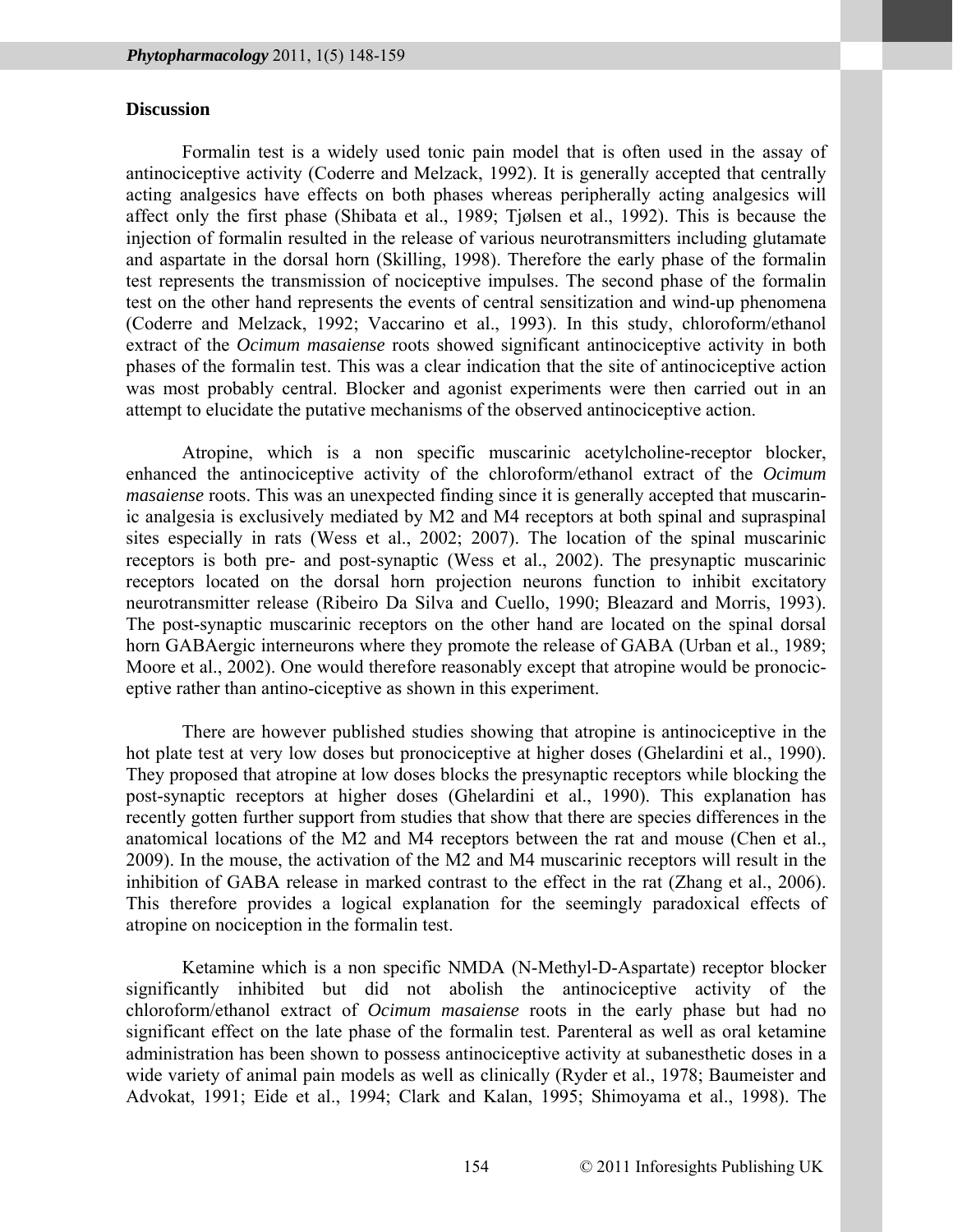## Discussion

Formalin test is a widely used tonic pain model that is often used in the assay of antinociceptive activity (Coderre and Melzack, 1992). It is generally accepted that centrally acting analgesics have effects on both phases whereas peripherally acting analgesics will affect only the first phase (Shibata et al., 1989; Tjølsen et al., 1992). This is because the injection of formalin resulted in the release of various neurotransmitters including glutamate and aspartate in the dorsal horn (Skilling, 1998). Therefore the early phase of the formalin test represents the transmission of nociceptive impulses. The second phase of the formalin test on the other hand represents the events of central sensitization and wind-up phenomena (Coderre and Melzack, 1992; Vaccarino et al., 1993). In this study, chloroform/ethanol extract of the *Ocimum masaiense* roots showed significant antinociceptive activity in both phases of the formalin test. This was a clear indication that the site of antinociceptive action was most probably central. Blocker and agonist experiments were then carried out in an attempt to elucidate the putative mechanisms of the observed antinociceptive action.

Atropine, which is a non specific muscarinic acetylcholine-receptor blocker, enhanced the antinociceptive activity of the chloroform/ethanol extract of the *Ocimum masaiense* roots. This was an unexpected finding since it is generally accepted that muscarinic analgesia is exclusively mediated by M2 and M4 receptors at both spinal and supraspinal sites especially in rats (Wess et al., 2002; 2007). The location of the spinal muscarinic receptors is both pre- and post-synaptic (Wess et al., 2002). The presynaptic muscarinic receptors located on the dorsal horn projection neurons function to inhibit excitatory neurotransmitter release (Ribeiro Da Silva and Cuello, 1990; Bleazard and Morris, 1993). The post-synaptic muscarinic receptors on the other hand are located on the spinal dorsal horn GABAergic interneurons where they promote the release of GABA (Urban et al., 1989; Moore et al., 2002). One would therefore reasonably except that atropine would be pronociceptive rather than antino-ciceptive as shown in this experiment.

There are however published studies showing that atropine is antinociceptive in the hot plate test at very low doses but pronociceptive at higher doses (Ghelardini et al., 1990). They proposed that atropine at low doses blocks the presynaptic receptors while blocking the post-synaptic receptors at higher doses (Ghelardini et al., 1990). This explanation has recently gotten further support from studies that show that there are species differences in the anatomical locations of the M2 and M4 receptors between the rat and mouse (Chen et al., 2009). In the mouse, the activation of the M2 and M4 muscarinic receptors will result in the inhibition of GABA release in marked contrast to the effect in the rat (Zhang et al., 2006). This therefore provides a logical explanation for the seemingly paradoxical effects of atropine on nociception in the formalin test.

Ketamine which is a non specific NMDA (N-Methyl-D-Aspartate) receptor blocker significantly inhibited but did not abolish the antinociceptive activity of the chloroform/ethanol extract of *Ocimum masaiense* roots in the early phase but had no significant effect on the late phase of the formalin test. Parenteral as well as oral ketamine administration has been shown to possess antinociceptive activity at subanesthetic doses in a wide variety of animal pain models as well as clinically (Ryder et al., 1978; Baumeister and Advokat, 1991; Eide et al., 1994; Clark and Kalan, 1995; Shimoyama et al., 1998). The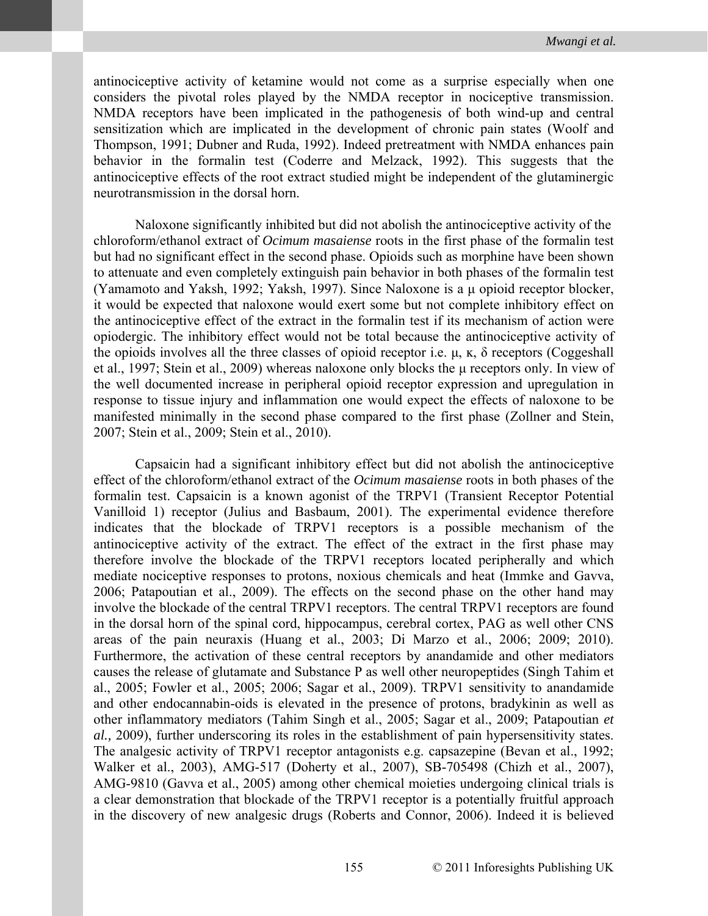antinociceptive activity of ketamine would not come as a surprise especially when one considers the pivotal roles played by the NMDA receptor in nociceptive transmission. NMDA receptors have been implicated in the pathogenesis of both wind-up and central sensitization which are implicated in the development of chronic pain states (Woolf and Thompson, 1991; Dubner and Ruda, 1992). Indeed pretreatment with NMDA enhances pain behavior in the formalin test (Coderre and Melzack, 1992). This suggests that the antinociceptive effects of the root extract studied might be independent of the glutaminergic neurotransmission in the dorsal horn.

Naloxone significantly inhibited but did not abolish the antinociceptive activity of the chloroform/ethanol extract of *Ocimum masaiense* roots in the first phase of the formalin test but had no significant effect in the second phase. Opioids such as morphine have been shown to attenuate and even completely extinguish pain behavior in both phases of the formalin test (Yamamoto and Yaksh, 1992; Yaksh, 1997). Since Naloxone is a μ opioid receptor blocker, it would be expected that naloxone would exert some but not complete inhibitory effect on the antinociceptive effect of the extract in the formalin test if its mechanism of action were opiodergic. The inhibitory effect would not be total because the antinociceptive activity of the opioids involves all the three classes of opioid receptor i.e. μ, κ, δ receptors (Coggeshall et al., 1997; Stein et al., 2009) whereas naloxone only blocks the μ receptors only. In view of the well documented increase in peripheral opioid receptor expression and upregulation in response to tissue injury and inflammation one would expect the effects of naloxone to be manifested minimally in the second phase compared to the first phase (Zollner and Stein, 2007; Stein et al., 2009; Stein et al., 2010).

Capsaicin had a significant inhibitory effect but did not abolish the antinociceptive effect of the chloroform/ethanol extract of the *Ocimum masaiense* roots in both phases of the formalin test. Capsaicin is a known agonist of the TRPV1 (Transient Receptor Potential Vanilloid 1) receptor (Julius and Basbaum, 2001). The experimental evidence therefore indicates that the blockade of TRPV1 receptors is a possible mechanism of the antinociceptive activity of the extract. The effect of the extract in the first phase may therefore involve the blockade of the TRPV1 receptors located peripherally and which mediate nociceptive responses to protons, noxious chemicals and heat (Immke and Gavva, 2006; Patapoutian et al., 2009). The effects on the second phase on the other hand may involve the blockade of the central TRPV1 receptors. The central TRPV1 receptors are found in the dorsal horn of the spinal cord, hippocampus, cerebral cortex, PAG as well other CNS areas of the pain neuraxis (Huang et al., 2003; Di Marzo et al., 2006; 2009; 2010). Furthermore, the activation of these central receptors by anandamide and other mediators causes the release of glutamate and Substance P as well other neuropeptides (Singh Tahim et al., 2005; Fowler et al., 2005; 2006; Sagar et al., 2009). TRPV1 sensitivity to anandamide and other endocannabin-oids is elevated in the presence of protons, bradykinin as well as other inflammatory mediators (Tahim Singh et al., 2005; Sagar et al., 2009; Patapoutian *et al.,* 2009), further underscoring its roles in the establishment of pain hypersensitivity states. The analgesic activity of TRPV1 receptor antagonists e.g. capsazepine (Bevan et al., 1992; Walker et al., 2003), AMG-517 (Doherty et al., 2007), SB-705498 (Chizh et al., 2007), AMG-9810 (Gavva et al., 2005) among other chemical moieties undergoing clinical trials is a clear demonstration that blockade of the TRPV1 receptor is a potentially fruitful approach in the discovery of new analgesic drugs (Roberts and Connor, 2006). Indeed it is believed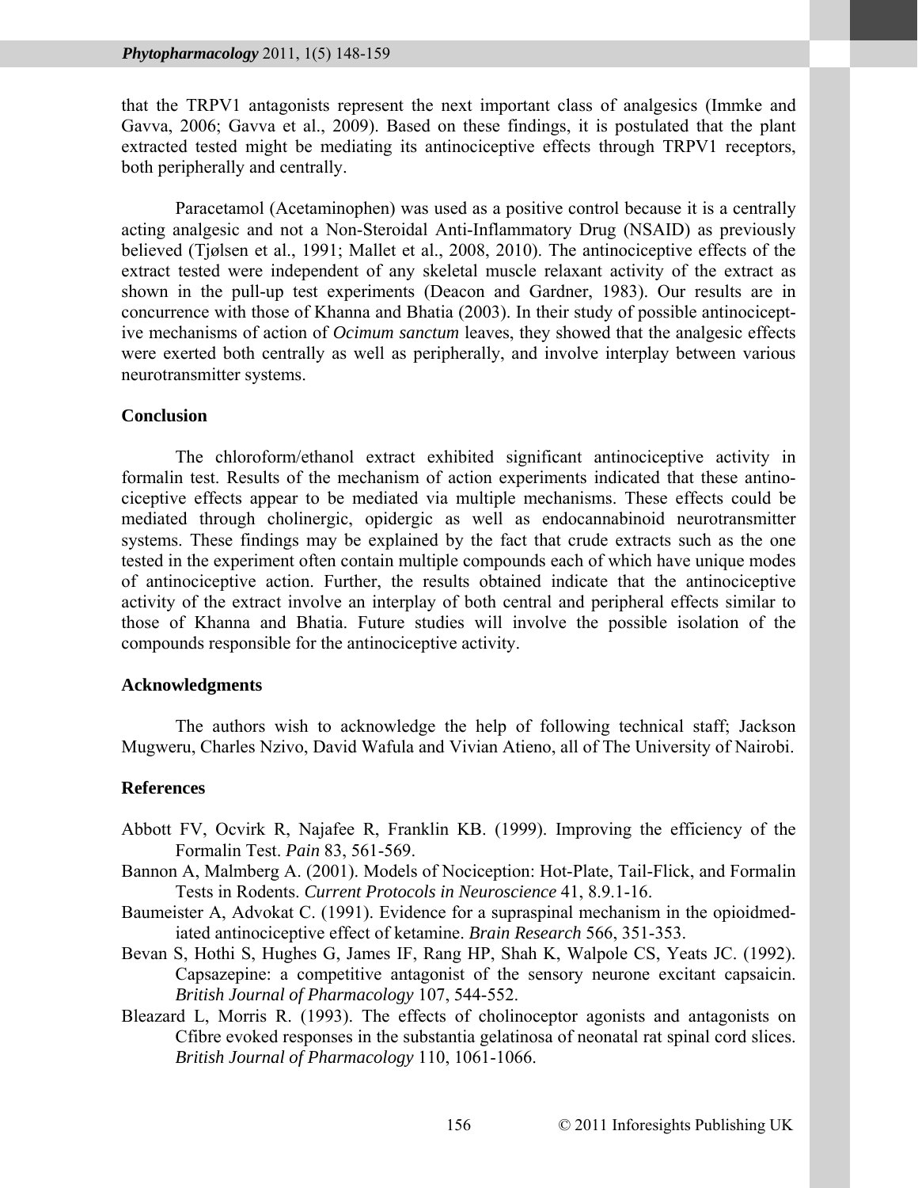that the TRPV1 antagonists represent the next important class of analgesics (Immke and Gavva, 2006; Gavva et al., 2009). Based on these findings, it is postulated that the plant extracted tested might be mediating its antinociceptive effects through TRPV1 receptors, both peripherally and centrally.

Paracetamol (Acetaminophen) was used as a positive control because it is a centrally acting analgesic and not a Non-Steroidal Anti-Inflammatory Drug (NSAID) as previously believed (Tjølsen et al., 1991; Mallet et al., 2008, 2010). The antinociceptive effects of the extract tested were independent of any skeletal muscle relaxant activity of the extract as shown in the pull-up test experiments (Deacon and Gardner, 1983). Our results are in concurrence with those of Khanna and Bhatia (2003). In their study of possible antinociceptive mechanisms of action of *Ocimum sanctum* leaves, they showed that the analgesic effects were exerted both centrally as well as peripherally, and involve interplay between various neurotransmitter systems.

## Conclusion

The chloroform/ethanol extract exhibited significant antinociceptive activity in formalin test. Results of the mechanism of action experiments indicated that these antinociceptive effects appear to be mediated via multiple mechanisms. These effects could be mediated through cholinergic, opidergic as well as endocannabinoid neurotransmitter systems. These findings may be explained by the fact that crude extracts such as the one tested in the experiment often contain multiple compounds each of which have unique modes of antinociceptive action. Further, the results obtained indicate that the antinociceptive activity of the extract involve an interplay of both central and peripheral effects similar to those of Khanna and Bhatia. Future studies will involve the possible isolation of the compounds responsible for the antinociceptive activity.

## Acknowledgments

The authors wish to acknowledge the help of following technical staff; Jackson Mugweru, Charles Nzivo, David Wafula and Vivian Atieno, all of The University of Nairobi.

## References

Abbott FV, Ocvirk R, Najafee R, Franklin KB. (1999). Improving the efficiency of the Formalin Test. *Pain* 83, 561-569.

Bannon A, Malmberg A. (2001). Models of Nociception: Hot-Plate, Tail-Flick, and Formalin Tests in Rodents. *Current Protocols in Neuroscience* 41, 8.9.1-16.

Baumeister A, Advokat C. (1991). Evidence for a supraspinal mechanism in the opioidmediated antinociceptive effect of ketamine. *Brain Research* 566, 351-353.

Bevan S, Hothi S, Hughes G, James IF, Rang HP, Shah K, Walpole CS, Yeats JC. (1992). Capsazepine: a competitive antagonist of the sensory neurone excitant capsaicin. *British Journal of Pharmacology* 107, 544-552.

Bleazard L, Morris R. (1993). The effects of cholinoceptor agonists and antagonists on Cfibre evoked responses in the substantia gelatinosa of neonatal rat spinal cord slices. *British Journal of Pharmacology* 110, 1061-1066.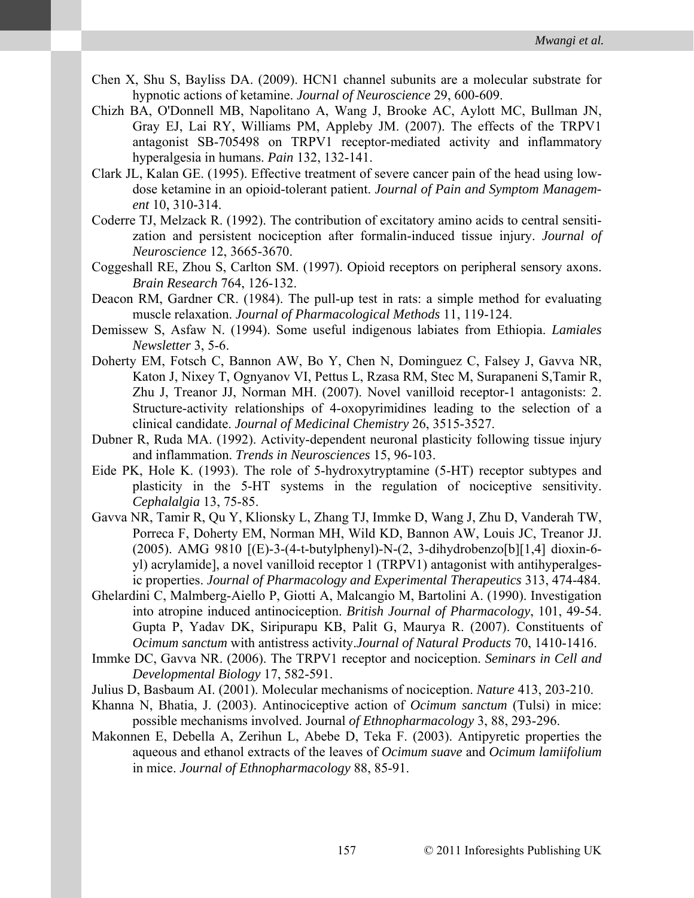Chen X, Shu S, Bayliss DA. (2009). HCN1 channel subunits are a molecular substrate for hypnotic actions of ketamine. *Journal of Neuroscience* 29, 600-609.

Chizh BA, O'Donnell MB, Napolitano A, Wang J, Brooke AC, Aylott MC, Bullman JN, Gray EJ, Lai RY, Williams PM, Appleby JM. (2007). The effects of the TRPV1 antagonist SB-705498 on TRPV1 receptor-mediated activity and inflammatory hyperalgesia in humans. *Pain* 132, 132-141.

Clark JL, Kalan GE. (1995). Effective treatment of severe cancer pain of the head using low-dose ketamine in an opioid-tolerant patient. *Journal of Pain and Symptom Management* 10, 310-314.

Coderre TJ, Melzack R. (1992). The contribution of excitatory amino acids to central sensitization and persistent nociception after formalin-induced tissue injury. *Journal of Neuroscience* 12, 3665-3670.

Coggeshall RE, Zhou S, Carlton SM. (1997). Opioid receptors on peripheral sensory axons. *Brain Research* 764, 126-132.

Deacon RM, Gardner CR. (1984). The pull-up test in rats: a simple method for evaluating muscle relaxation. *Journal of Pharmacological Methods* 11, 119-124.

Demissew S, Asfaw N. (1994). Some useful indigenous labiates from Ethiopia. *Lamiales Newsletter* 3, 5-6.

Doherty EM, Fotsch C, Bannon AW, Bo Y, Chen N, Dominguez C, Falsey J, Gavva NR, Katon J, Nixey T, Ognyanov VI, Pettus L, Rzasa RM, Stec M, Surapaneni S,Tamir R, Zhu J, Treanor JJ, Norman MH. (2007). Novel vanilloid receptor-1 antagonists: 2. Structure-activity relationships of 4-oxopyrimidines leading to the selection of a clinical candidate. *Journal of Medicinal Chemistry* 26, 3515-3527.

Dubner R, Ruda MA. (1992). Activity-dependent neuronal plasticity following tissue injury and inflammation. *Trends in Neurosciences* 15, 96-103.

Eide PK, Hole K. (1993). The role of 5-hydroxytryptamine (5-HT) receptor subtypes and plasticity in the 5-HT systems in the regulation of nociceptive sensitivity. *Cephalalgia* 13, 75-85.

Gavva NR, Tamir R, Qu Y, Klionsky L, Zhang TJ, Immke D, Wang J, Zhu D, Vanderah TW, Porreca F, Doherty EM, Norman MH, Wild KD, Bannon AW, Louis JC, Treanor JJ. (2005). AMG 9810 [(E)-3-(4-t-butylphenyl)-N-(2, 3-dihydrobenzo[b][1,4] dioxin-6-yl) acrylamide], a novel vanilloid receptor 1 (TRPV1) antagonist with antihyperalgesic properties. *Journal of Pharmacology and Experimental Therapeutics* 313, 474-484.

Ghelardini C, Malmberg-Aiello P, Giotti A, Malcangio M, Bartolini A. (1990). Investigation into atropine induced antinociception. *British Journal of Pharmacology*, 101, 49-54.

Gupta P, Yadav DK, Siripurapu KB, Palit G, Maurya R. (2007). Constituents of *Ocimum sanctum* with antistress activity.*Journal of Natural Products* 70, 1410-1416.

Immke DC, Gavva NR. (2006). The TRPV1 receptor and nociception. *Seminars in Cell and Developmental Biology* 17, 582-591.

Julius D, Basbaum AI. (2001). Molecular mechanisms of nociception. *Nature* 413, 203-210.

Khanna N, Bhatia, J. (2003). Antinociceptive action of *Ocimum sanctum* (Tulsi) in mice: possible mechanisms involved. Journal *of Ethnopharmacology* 3, 88, 293-296.

Makonnen E, Debella A, Zerihun L, Abebe D, Teka F. (2003). Antipyretic properties the aqueous and ethanol extracts of the leaves of *Ocimum suave* and *Ocimum lamiifolium* in mice. *Journal of Ethnopharmacology* 88, 85-91.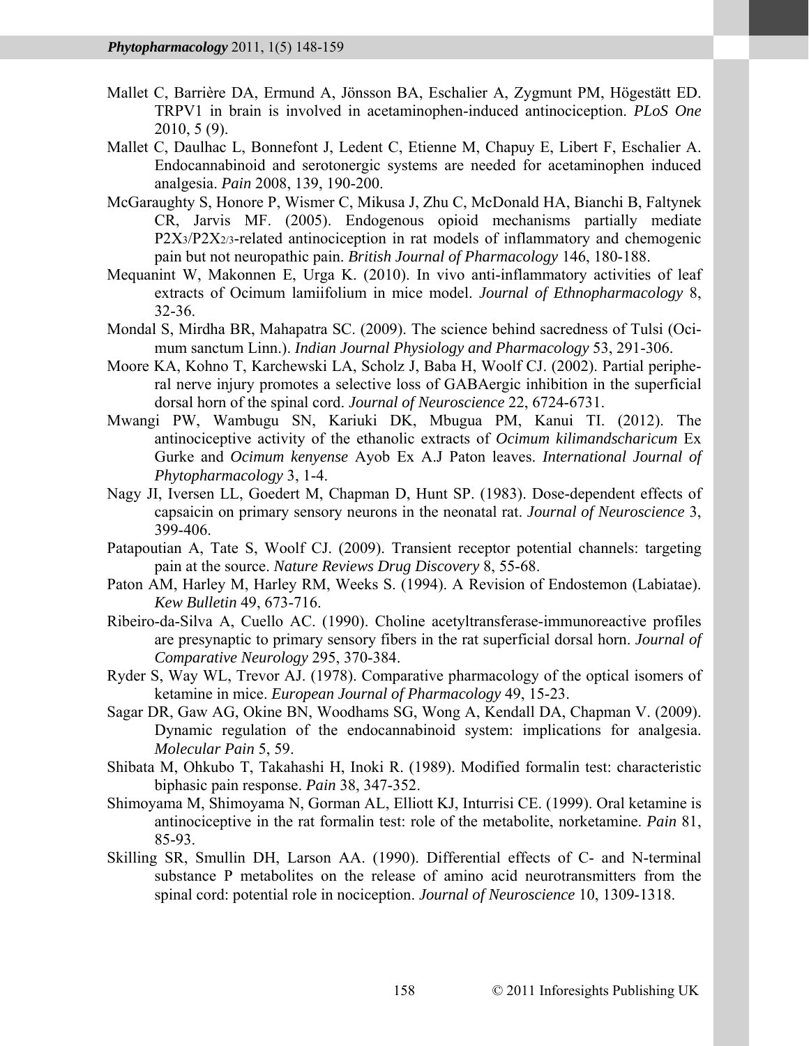Mallet C, Barrière DA, Ermund A, Jönsson BA, Eschalier A, Zygmunt PM, Högestätt ED. TRPV1 in brain is involved in acetaminophen-induced antinociception. *PLoS One* 2010, 5 (9).

Mallet C, Daulhac L, Bonnefont J, Ledent C, Etienne M, Chapuy E, Libert F, Eschalier A. Endocannabinoid and serotonergic systems are needed for acetaminophen induced analgesia. *Pain* 2008, 139, 190-200.

McGaraughty S, Honore P, Wismer C, Mikusa J, Zhu C, McDonald HA, Bianchi B, Faltynek CR, Jarvis MF. (2005). Endogenous opioid mechanisms partially mediate $P2X_3/P2X_{2/3}$-related antinociception in rat models of inflammatory and chemogenic pain but not neuropathic pain. *British Journal of Pharmacology* 146, 180-188.

Mequanint W, Makonnen E, Urga K. (2010). In vivo anti-inflammatory activities of leaf extracts of Ocimum lamiifolium in mice model. *Journal of Ethnopharmacology* 8, 32-36.

Mondal S, Mirdha BR, Mahapatra SC. (2009). The science behind sacredness of Tulsi (Ocimum sanctum Linn.). *Indian Journal Physiology and Pharmacology* 53, 291-306.

Moore KA, Kohno T, Karchewski LA, Scholz J, Baba H, Woolf CJ. (2002). Partial peripheral nerve injury promotes a selective loss of GABAergic inhibition in the superficial dorsal horn of the spinal cord. *Journal of Neuroscience* 22, 6724-6731.

Mwangi PW, Wambugu SN, Kariuki DK, Mbugua PM, Kanui TI. (2012). The antinociceptive activity of the ethanolic extracts of *Ocimum kilimandscharicum* Ex Gurke and *Ocimum kenyense* Ayob Ex A.J Paton leaves. *International Journal of Phytopharmacology* 3, 1-4.

Nagy JI, Iversen LL, Goedert M, Chapman D, Hunt SP. (1983). Dose-dependent effects of capsaicin on primary sensory neurons in the neonatal rat. *Journal of Neuroscience* 3, 399-406.

Patapoutian A, Tate S, Woolf CJ. (2009). Transient receptor potential channels: targeting pain at the source. *Nature Reviews Drug Discovery* 8, 55-68.

Paton AM, Harley M, Harley RM, Weeks S. (1994). A Revision of Endostemon (Labiatae). *Kew Bulletin* 49, 673-716.

Ribeiro-da-Silva A, Cuello AC. (1990). Choline acetyltransferase-immunoreactive profiles are presynaptic to primary sensory fibers in the rat superficial dorsal horn. *Journal of Comparative Neurology* 295, 370-384.

Ryder S, Way WL, Trevor AJ. (1978). Comparative pharmacology of the optical isomers of ketamine in mice. *European Journal of Pharmacology* 49, 15-23.

Sagar DR, Gaw AG, Okine BN, Woodhams SG, Wong A, Kendall DA, Chapman V. (2009). Dynamic regulation of the endocannabinoid system: implications for analgesia. *Molecular Pain* 5, 59.

Shibata M, Ohkubo T, Takahashi H, Inoki R. (1989). Modified formalin test: characteristic biphasic pain response. *Pain* 38, 347-352.

Shimoyama M, Shimoyama N, Gorman AL, Elliott KJ, Inturrisi CE. (1999). Oral ketamine is antinociceptive in the rat formalin test: role of the metabolite, norketamine. *Pain* 81, 85-93.

Skilling SR, Smullin DH, Larson AA. (1990). Differential effects of C- and N-terminal substance P metabolites on the release of amino acid neurotransmitters from the spinal cord: potential role in nociception. *Journal of Neuroscience* 10, 1309-1318.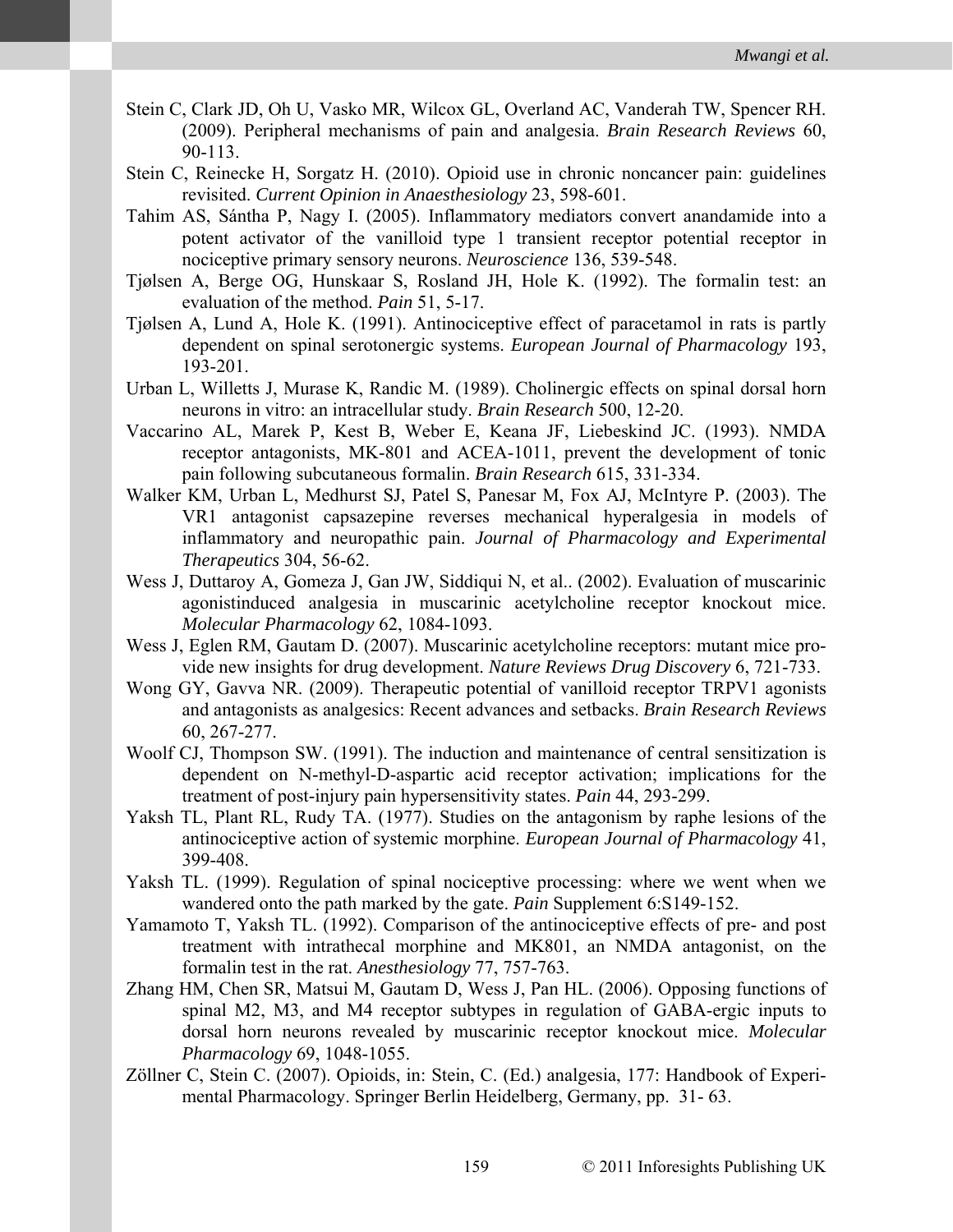Stein C, Clark JD, Oh U, Vasko MR, Wilcox GL, Overland AC, Vanderah TW, Spencer RH. (2009). Peripheral mechanisms of pain and analgesia. *Brain Research Reviews* 60, 90-113.

Stein C, Reinecke H, Sorgatz H. (2010). Opioid use in chronic noncancer pain: guidelines revisited. *Current Opinion in Anaesthesiology* 23, 598-601.

Tahim AS, Sántha P, Nagy I. (2005). Inflammatory mediators convert anandamide into a potent activator of the vanilloid type 1 transient receptor potential receptor in nociceptive primary sensory neurons. *Neuroscience* 136, 539-548.

Tjølsen A, Berge OG, Hunskaar S, Rosland JH, Hole K. (1992). The formalin test: an evaluation of the method. *Pain* 51, 5-17.

Tjølsen A, Lund A, Hole K. (1991). Antinociceptive effect of paracetamol in rats is partly dependent on spinal serotonergic systems. *European Journal of Pharmacology* 193, 193-201.

Urban L, Willetts J, Murase K, Randic M. (1989). Cholinergic effects on spinal dorsal horn neurons in vitro: an intracellular study. *Brain Research* 500, 12-20.

Vaccarino AL, Marek P, Kest B, Weber E, Keana JF, Liebeskind JC. (1993). NMDA receptor antagonists, MK-801 and ACEA-1011, prevent the development of tonic pain following subcutaneous formalin. *Brain Research* 615, 331-334.

Walker KM, Urban L, Medhurst SJ, Patel S, Panesar M, Fox AJ, McIntyre P. (2003). The VR1 antagonist capsazepine reverses mechanical hyperalgesia in models of inflammatory and neuropathic pain. *Journal of Pharmacology and Experimental Therapeutics* 304, 56-62.

Wess J, Duttaroy A, Gomeza J, Gan JW, Siddiqui N, et al.. (2002). Evaluation of muscarinic agonistinduced analgesia in muscarinic acetylcholine receptor knockout mice. *Molecular Pharmacology* 62, 1084-1093.

Wess J, Eglen RM, Gautam D. (2007). Muscarinic acetylcholine receptors: mutant mice provide new insights for drug development. *Nature Reviews Drug Discovery* 6, 721-733.

Wong GY, Gavva NR. (2009). Therapeutic potential of vanilloid receptor TRPV1 agonists and antagonists as analgesics: Recent advances and setbacks. *Brain Research Reviews* 60, 267-277.

Woolf CJ, Thompson SW. (1991). The induction and maintenance of central sensitization is dependent on N-methyl-D-aspartic acid receptor activation; implications for the treatment of post-injury pain hypersensitivity states. *Pain* 44, 293-299.

Yaksh TL, Plant RL, Rudy TA. (1977). Studies on the antagonism by raphe lesions of the antinociceptive action of systemic morphine. *European Journal of Pharmacology* 41, 399-408.

Yaksh TL. (1999). Regulation of spinal nociceptive processing: where we went when we wandered onto the path marked by the gate. *Pain* Supplement 6:S149-152.

Yamamoto T, Yaksh TL. (1992). Comparison of the antinociceptive effects of pre- and post treatment with intrathecal morphine and MK801, an NMDA antagonist, on the formalin test in the rat. *Anesthesiology* 77, 757-763.

Zhang HM, Chen SR, Matsui M, Gautam D, Wess J, Pan HL. (2006). Opposing functions of spinal M2, M3, and M4 receptor subtypes in regulation of GABA-ergic inputs to dorsal horn neurons revealed by muscarinic receptor knockout mice. *Molecular Pharmacology* 69, 1048-1055.

Zöllner C, Stein C. (2007). Opioids, in: Stein, C. (Ed.) analgesia, 177: Handbook of Experimental Pharmacology. Springer Berlin Heidelberg, Germany, pp. 31- 63.